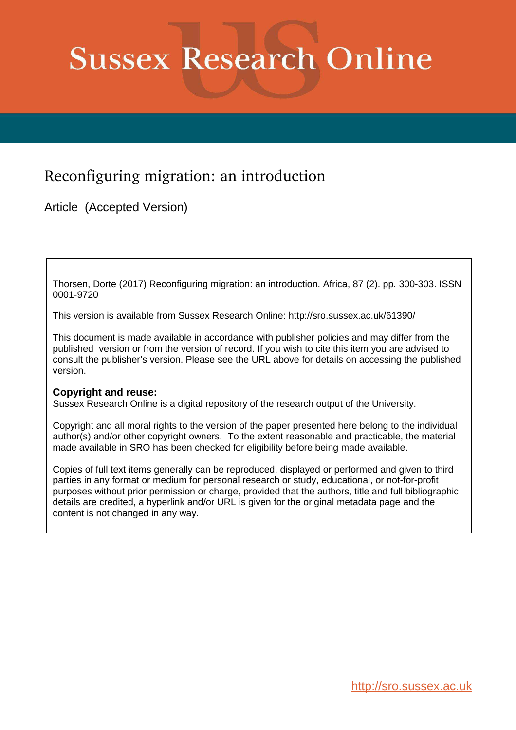# Sussex Research Online

## Reconfiguring migration: an introduction

Article (Accepted Version)

Thorsen, Dorte (2017) Reconfiguring migration: an introduction. Africa, 87 (2). pp. 300-303. ISSN 0001-9720

This version is available from Sussex Research Online: http://sro.sussex.ac.uk/61390/

This document is made available in accordance with publisher policies and may differ from the published version or from the version of record. If you wish to cite this item you are advised to consult the publisher's version. Please see the URL above for details on accessing the published version.

**Copyright and reuse:**
Sussex Research Online is a digital repository of the research output of the University.

Copyright and all moral rights to the version of the paper presented here belong to the individual author(s) and/or other copyright owners. To the extent reasonable and practicable, the material made available in SRO has been checked for eligibility before being made available.

Copies of full text items generally can be reproduced, displayed or performed and given to third parties in any format or medium for personal research or study, educational, or not-for-profit purposes without prior permission or charge, provided that the authors, title and full bibliographic details are credited, a hyperlink and/or URL is given for the original metadata page and the content is not changed in any way.

http://sro.sussex.ac.uk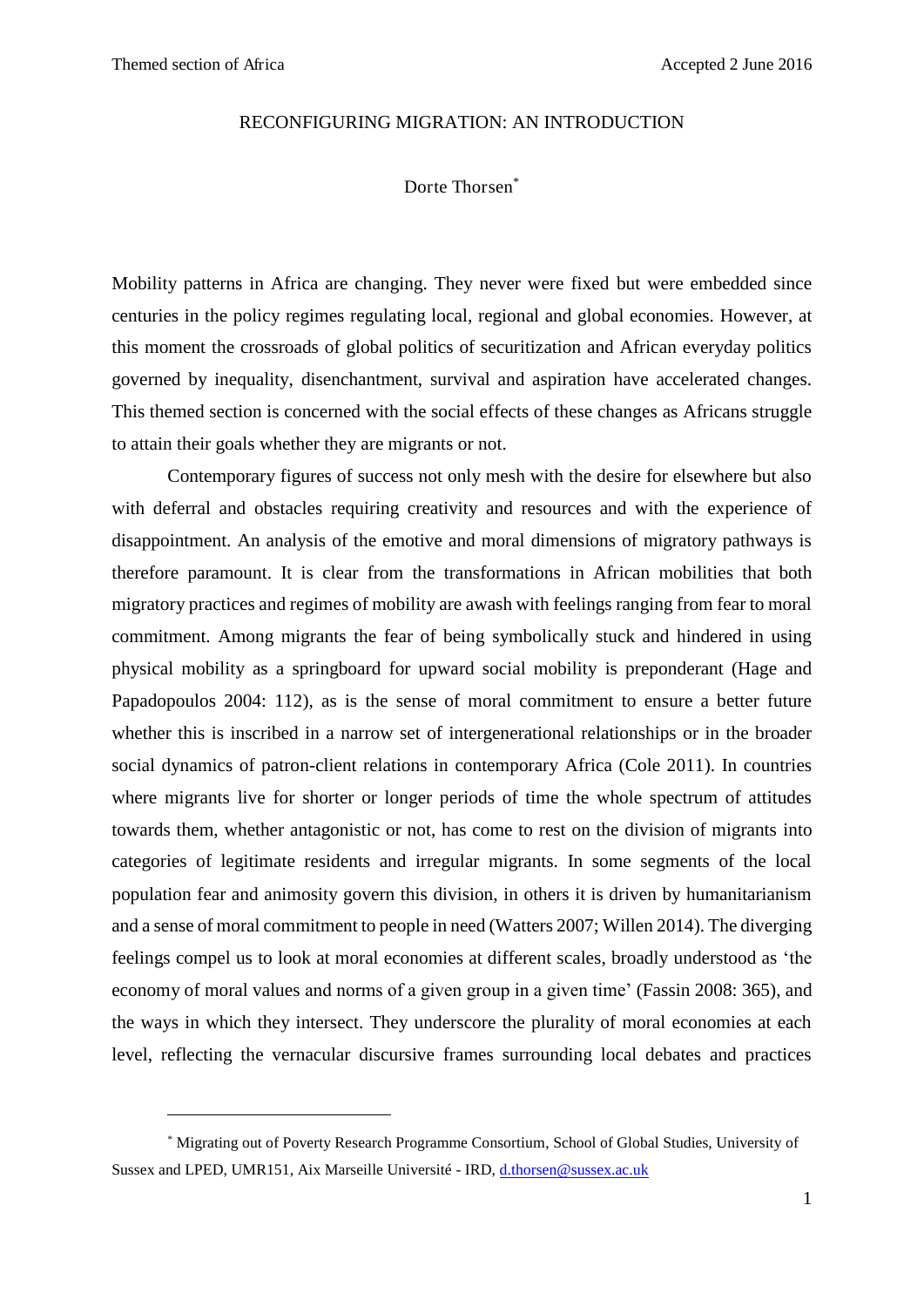RECONFIGURING MIGRATION: AN INTRODUCTION

Dorte Thorsen[*]

Mobility patterns in Africa are changing. They never were fixed but were embedded since centuries in the policy regimes regulating local, regional and global economies. However, at this moment the crossroads of global politics of securitization and African everyday politics governed by inequality, disenchantment, survival and aspiration have accelerated changes. This themed section is concerned with the social effects of these changes as Africans struggle to attain their goals whether they are migrants or not.

Contemporary figures of success not only mesh with the desire for elsewhere but also with deferral and obstacles requiring creativity and resources and with the experience of disappointment. An analysis of the emotive and moral dimensions of migratory pathways is therefore paramount. It is clear from the transformations in African mobilities that both migratory practices and regimes of mobility are awash with feelings ranging from fear to moral commitment. Among migrants the fear of being symbolically stuck and hindered in using physical mobility as a springboard for upward social mobility is preponderant (Hage and Papadopoulos 2004: 112), as is the sense of moral commitment to ensure a better future whether this is inscribed in a narrow set of intergenerational relationships or in the broader social dynamics of patron-client relations in contemporary Africa (Cole 2011). In countries where migrants live for shorter or longer periods of time the whole spectrum of attitudes towards them, whether antagonistic or not, has come to rest on the division of migrants into categories of legitimate residents and irregular migrants. In some segments of the local population fear and animosity govern this division, in others it is driven by humanitarianism and a sense of moral commitment to people in need (Watters 2007; Willen 2014). The diverging feelings compel us to look at moral economies at different scales, broadly understood as 'the economy of moral values and norms of a given group in a given time' (Fassin 2008: 365), and the ways in which they intersect. They underscore the plurality of moral economies at each level, reflecting the vernacular discursive frames surrounding local debates and practices

[*] Migrating out of Poverty Research Programme Consortium, School of Global Studies, University of Sussex and LPED, UMR151, Aix Marseille Université - IRD, d.thorsen@sussex.ac.uk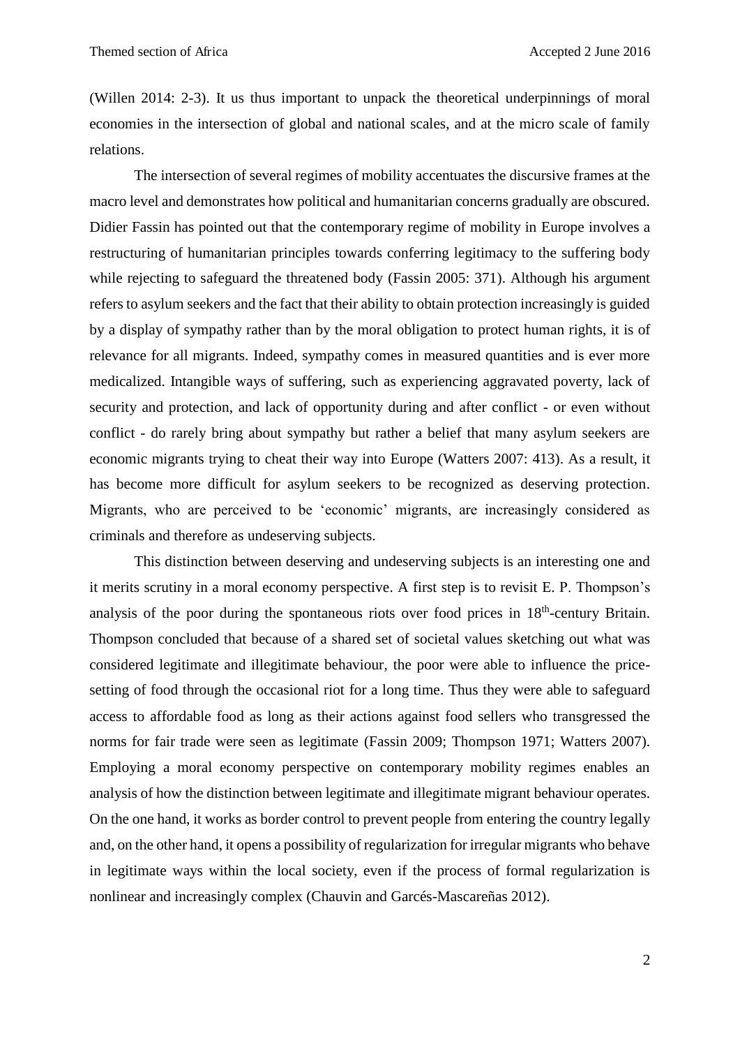(Willen 2014: 2-3). It us thus important to unpack the theoretical underpinnings of moral economies in the intersection of global and national scales, and at the micro scale of family relations.

The intersection of several regimes of mobility accentuates the discursive frames at the macro level and demonstrates how political and humanitarian concerns gradually are obscured. Didier Fassin has pointed out that the contemporary regime of mobility in Europe involves a restructuring of humanitarian principles towards conferring legitimacy to the suffering body while rejecting to safeguard the threatened body (Fassin 2005: 371). Although his argument refers to asylum seekers and the fact that their ability to obtain protection increasingly is guided by a display of sympathy rather than by the moral obligation to protect human rights, it is of relevance for all migrants. Indeed, sympathy comes in measured quantities and is ever more medicalized. Intangible ways of suffering, such as experiencing aggravated poverty, lack of security and protection, and lack of opportunity during and after conflict - or even without conflict - do rarely bring about sympathy but rather a belief that many asylum seekers are economic migrants trying to cheat their way into Europe (Watters 2007: 413). As a result, it has become more difficult for asylum seekers to be recognized as deserving protection. Migrants, who are perceived to be 'economic' migrants, are increasingly considered as criminals and therefore as undeserving subjects.

This distinction between deserving and undeserving subjects is an interesting one and it merits scrutiny in a moral economy perspective. A first step is to revisit E. P. Thompson's analysis of the poor during the spontaneous riots over food prices in 18th-century Britain. Thompson concluded that because of a shared set of societal values sketching out what was considered legitimate and illegitimate behaviour, the poor were able to influence the price-setting of food through the occasional riot for a long time. Thus they were able to safeguard access to affordable food as long as their actions against food sellers who transgressed the norms for fair trade were seen as legitimate (Fassin 2009; Thompson 1971; Watters 2007). Employing a moral economy perspective on contemporary mobility regimes enables an analysis of how the distinction between legitimate and illegitimate migrant behaviour operates. On the one hand, it works as border control to prevent people from entering the country legally and, on the other hand, it opens a possibility of regularization for irregular migrants who behave in legitimate ways within the local society, even if the process of formal regularization is nonlinear and increasingly complex (Chauvin and Garcés-Mascareñas 2012).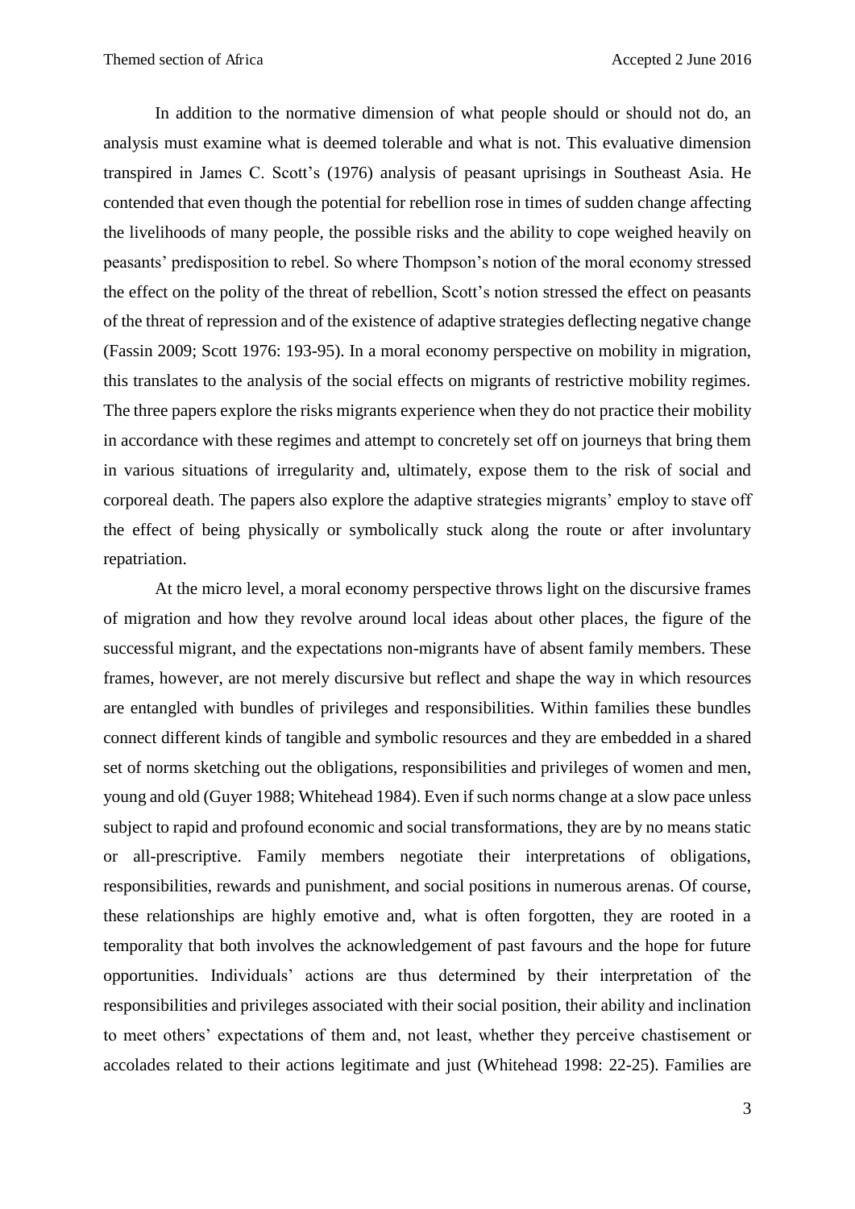In addition to the normative dimension of what people should or should not do, an analysis must examine what is deemed tolerable and what is not. This evaluative dimension transpired in James C. Scott's (1976) analysis of peasant uprisings in Southeast Asia. He contended that even though the potential for rebellion rose in times of sudden change affecting the livelihoods of many people, the possible risks and the ability to cope weighed heavily on peasants' predisposition to rebel. So where Thompson's notion of the moral economy stressed the effect on the polity of the threat of rebellion, Scott's notion stressed the effect on peasants of the threat of repression and of the existence of adaptive strategies deflecting negative change (Fassin 2009; Scott 1976: 193-95). In a moral economy perspective on mobility in migration, this translates to the analysis of the social effects on migrants of restrictive mobility regimes. The three papers explore the risks migrants experience when they do not practice their mobility in accordance with these regimes and attempt to concretely set off on journeys that bring them in various situations of irregularity and, ultimately, expose them to the risk of social and corporeal death. The papers also explore the adaptive strategies migrants' employ to stave off the effect of being physically or symbolically stuck along the route or after involuntary repatriation.

At the micro level, a moral economy perspective throws light on the discursive frames of migration and how they revolve around local ideas about other places, the figure of the successful migrant, and the expectations non-migrants have of absent family members. These frames, however, are not merely discursive but reflect and shape the way in which resources are entangled with bundles of privileges and responsibilities. Within families these bundles connect different kinds of tangible and symbolic resources and they are embedded in a shared set of norms sketching out the obligations, responsibilities and privileges of women and men, young and old (Guyer 1988; Whitehead 1984). Even if such norms change at a slow pace unless subject to rapid and profound economic and social transformations, they are by no means static or all-prescriptive. Family members negotiate their interpretations of obligations, responsibilities, rewards and punishment, and social positions in numerous arenas. Of course, these relationships are highly emotive and, what is often forgotten, they are rooted in a temporality that both involves the acknowledgement of past favours and the hope for future opportunities. Individuals' actions are thus determined by their interpretation of the responsibilities and privileges associated with their social position, their ability and inclination to meet others' expectations of them and, not least, whether they perceive chastisement or accolades related to their actions legitimate and just (Whitehead 1998: 22-25). Families are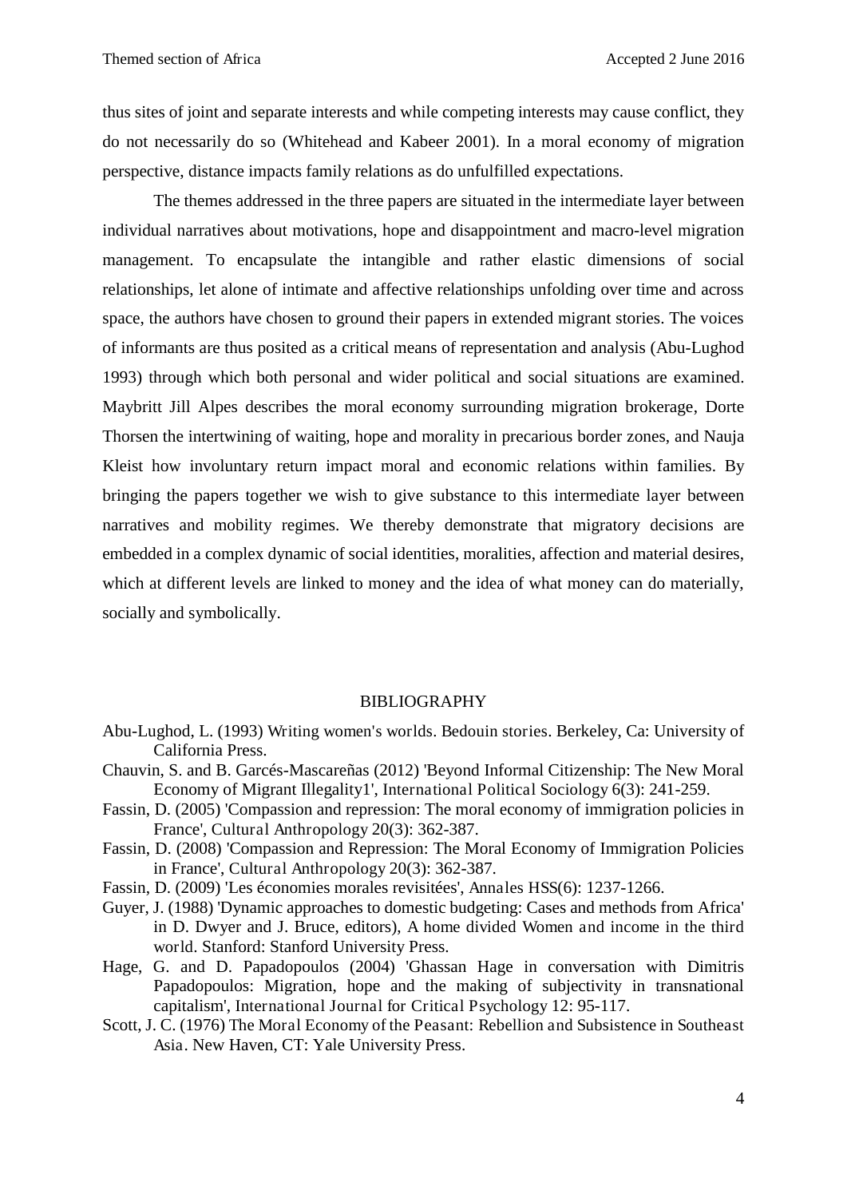thus sites of joint and separate interests and while competing interests may cause conflict, they do not necessarily do so (Whitehead and Kabeer 2001). In a moral economy of migration perspective, distance impacts family relations as do unfulfilled expectations.

The themes addressed in the three papers are situated in the intermediate layer between individual narratives about motivations, hope and disappointment and macro-level migration management. To encapsulate the intangible and rather elastic dimensions of social relationships, let alone of intimate and affective relationships unfolding over time and across space, the authors have chosen to ground their papers in extended migrant stories. The voices of informants are thus posited as a critical means of representation and analysis (Abu-Lughod 1993) through which both personal and wider political and social situations are examined. Maybritt Jill Alpes describes the moral economy surrounding migration brokerage, Dorte Thorsen the intertwining of waiting, hope and morality in precarious border zones, and Nauja Kleist how involuntary return impact moral and economic relations within families. By bringing the papers together we wish to give substance to this intermediate layer between narratives and mobility regimes. We thereby demonstrate that migratory decisions are embedded in a complex dynamic of social identities, moralities, affection and material desires, which at different levels are linked to money and the idea of what money can do materially, socially and symbolically.

## BIBLIOGRAPHY

Abu-Lughod, L. (1993) Writing women's worlds. Bedouin stories. Berkeley, Ca: University of California Press.

Chauvin, S. and B. Garcés-Mascareñas (2012) 'Beyond Informal Citizenship: The New Moral Economy of Migrant Illegality1', International Political Sociology 6(3): 241-259.

Fassin, D. (2005) 'Compassion and repression: The moral economy of immigration policies in France', Cultural Anthropology 20(3): 362-387.

Fassin, D. (2008) 'Compassion and Repression: The Moral Economy of Immigration Policies in France', Cultural Anthropology 20(3): 362-387.

Fassin, D. (2009) 'Les économies morales revisitées', Annales HSS(6): 1237-1266.

Guyer, J. (1988) 'Dynamic approaches to domestic budgeting: Cases and methods from Africa' in D. Dwyer and J. Bruce, editors), A home divided Women and income in the third world. Stanford: Stanford University Press.

Hage, G. and D. Papadopoulos (2004) 'Ghassan Hage in conversation with Dimitris Papadopoulos: Migration, hope and the making of subjectivity in transnational capitalism', International Journal for Critical Psychology 12: 95-117.

Scott, J. C. (1976) The Moral Economy of the Peasant: Rebellion and Subsistence in Southeast Asia. New Haven, CT: Yale University Press.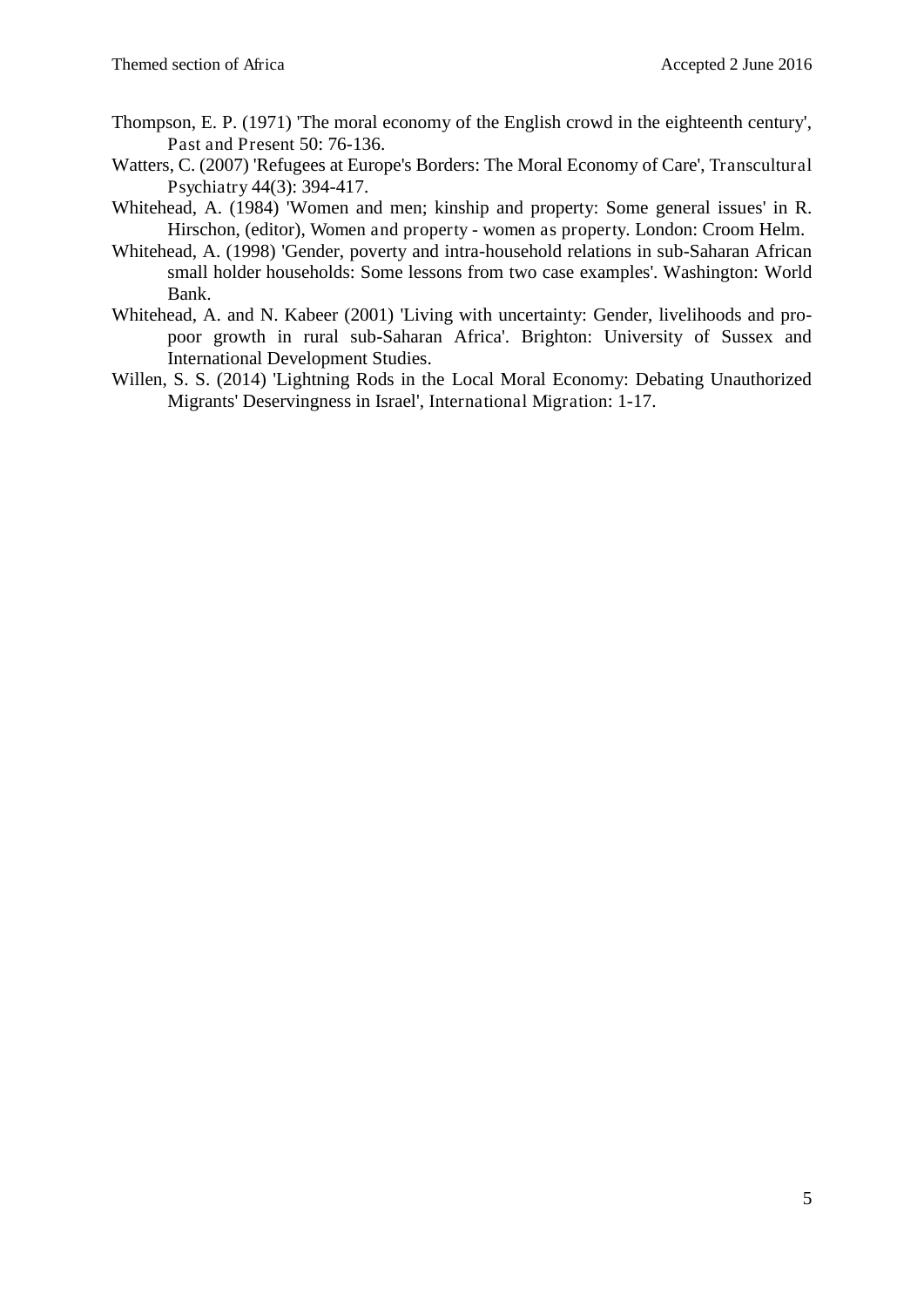Thompson, E. P. (1971) 'The moral economy of the English crowd in the eighteenth century', Past and Present 50: 76-136.

Watters, C. (2007) 'Refugees at Europe's Borders: The Moral Economy of Care', Transcultural Psychiatry 44(3): 394-417.

Whitehead, A. (1984) 'Women and men; kinship and property: Some general issues' in R. Hirschon, (editor), Women and property - women as property. London: Croom Helm.

Whitehead, A. (1998) 'Gender, poverty and intra-household relations in sub-Saharan African small holder households: Some lessons from two case examples'. Washington: World Bank.

Whitehead, A. and N. Kabeer (2001) 'Living with uncertainty: Gender, livelihoods and pro-poor growth in rural sub-Saharan Africa'. Brighton: University of Sussex and International Development Studies.

Willen, S. S. (2014) 'Lightning Rods in the Local Moral Economy: Debating Unauthorized Migrants' Deservingness in Israel', International Migration: 1-17.